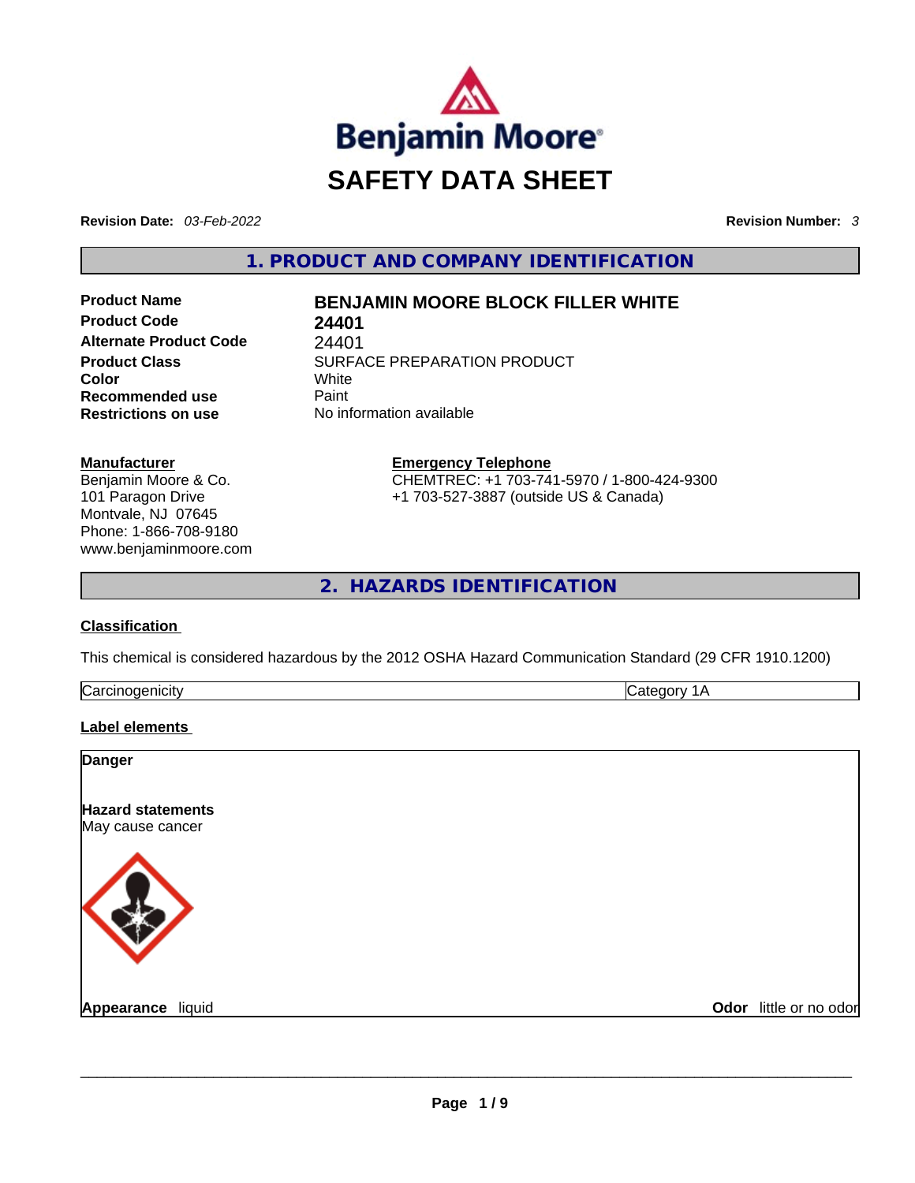# SAFETY DATA SHEET

**Revision Date:** *03-Feb-2022*

**Revision Number:** *3*

## 1. PRODUCT AND COMPANY IDENTIFICATION

| | |
|---|---|
| **Product Name** | **BENJAMIN MOORE BLOCK FILLER WHITE** |
| **Product Code** | **24401** |
| **Alternate Product Code** | 24401 |
| **Product Class** | SURFACE PREPARATION PRODUCT |
| **Color** | White |
| **Recommended use** | Paint |
| **Restrictions on use** | No information available |

**Manufacturer**
Benjamin Moore & Co.
101 Paragon Drive
Montvale, NJ 07645
Phone: 1-866-708-9180
www.benjaminmoore.com

**Emergency Telephone**
CHEMTREC: +1 703-741-5970 / 1-800-424-9300
+1 703-527-3887 (outside US & Canada)

## 2. HAZARDS IDENTIFICATION

**Classification**

This chemical is considered hazardous by the 2012 OSHA Hazard Communication Standard (29 CFR 1910.1200)

| Carcinogenicity | Category 1A |
|---|---|

**Label elements**

**Danger**

**Hazard statements**
May cause cancer

**Appearance** liquid

**Odor** little or no odor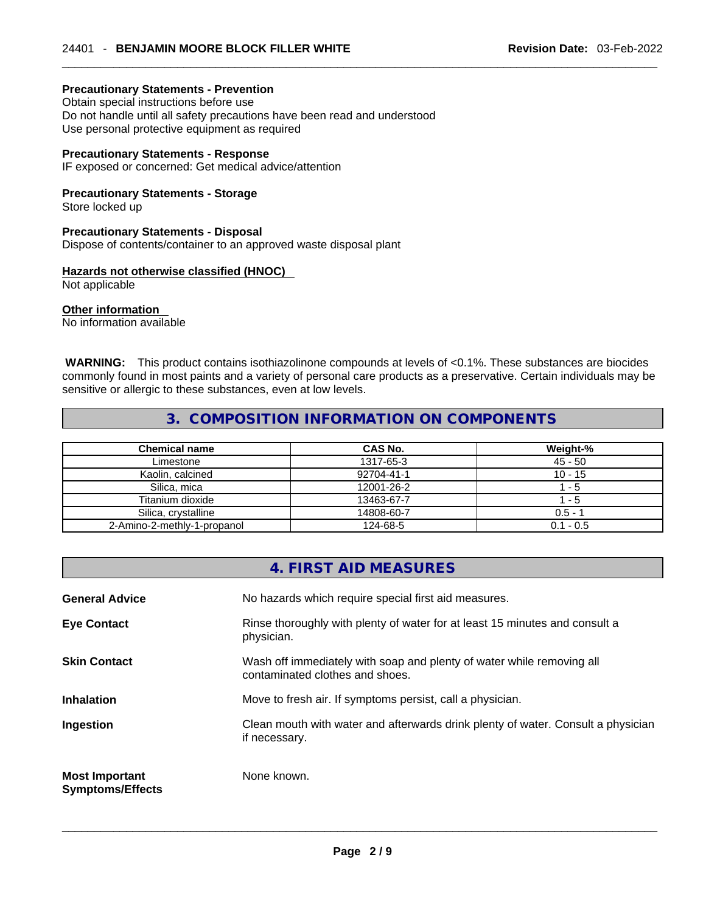**Precautionary Statements - Prevention**
Obtain special instructions before use
Do not handle until all safety precautions have been read and understood
Use personal protective equipment as required

**Precautionary Statements - Response**
IF exposed or concerned: Get medical advice/attention

**Precautionary Statements - Storage**
Store locked up

**Precautionary Statements - Disposal**
Dispose of contents/container to an approved waste disposal plant

**Hazards not otherwise classified (HNOC)**
Not applicable

**Other information**
No information available

**WARNING:** This product contains isothiazolinone compounds at levels of <0.1%. These substances are biocides commonly found in most paints and a variety of personal care products as a preservative. Certain individuals may be sensitive or allergic to these substances, even at low levels.

## 3. COMPOSITION INFORMATION ON COMPONENTS

| Chemical name | CAS No. | Weight-% |
|---|---|---|
| Limestone | 1317-65-3 | 45 - 50 |
| Kaolin, calcined | 92704-41-1 | 10 - 15 |
| Silica, mica | 12001-26-2 | 1 - 5 |
| Titanium dioxide | 13463-67-7 | 1 - 5 |
| Silica, crystalline | 14808-60-7 | 0.5 - 1 |
| 2-Amino-2-methly-1-propanol | 124-68-5 | 0.1 - 0.5 |

## 4. FIRST AID MEASURES

**General Advice** No hazards which require special first aid measures.

**Eye Contact** Rinse thoroughly with plenty of water for at least 15 minutes and consult a physician.

**Skin Contact** Wash off immediately with soap and plenty of water while removing all contaminated clothes and shoes.

**Inhalation** Move to fresh air. If symptoms persist, call a physician.

**Ingestion** Clean mouth with water and afterwards drink plenty of water. Consult a physician if necessary.

**Most Important Symptoms/Effects** None known.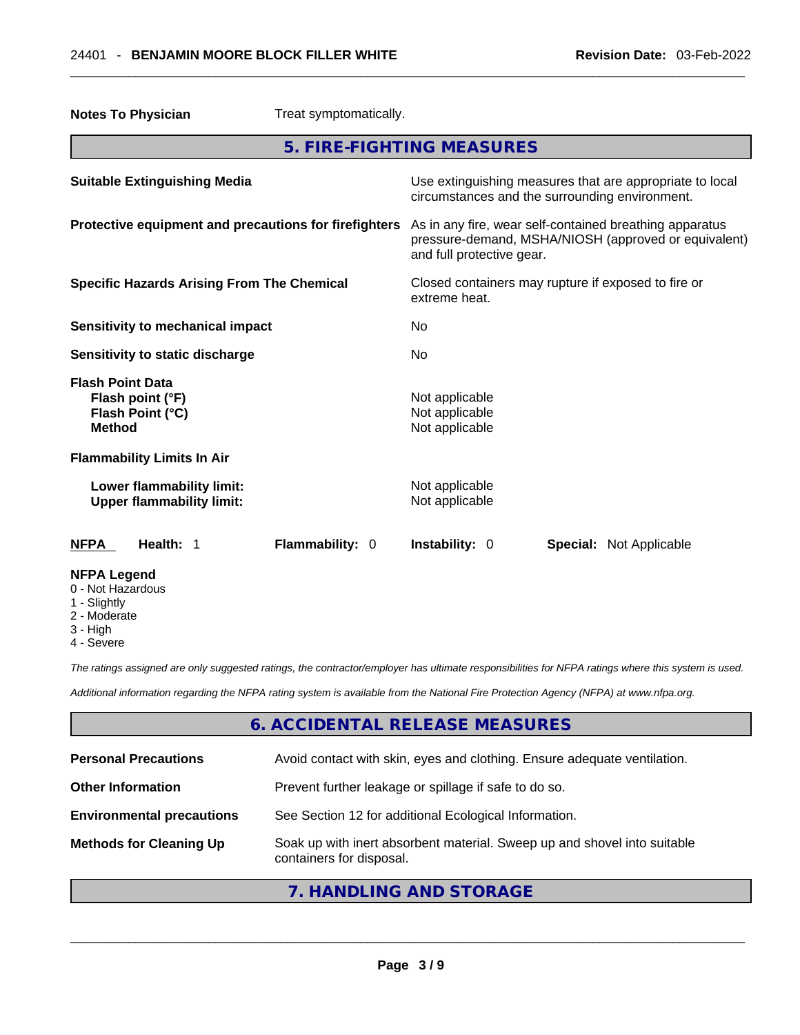**Notes To Physician** Treat symptomatically.

## 5. FIRE-FIGHTING MEASURES

**Suitable Extinguishing Media** Use extinguishing measures that are appropriate to local circumstances and the surrounding environment.

**Protective equipment and precautions for firefighters** As in any fire, wear self-contained breathing apparatus pressure-demand, MSHA/NIOSH (approved or equivalent) and full protective gear.

**Specific Hazards Arising From The Chemical** Closed containers may rupture if exposed to fire or extreme heat.

**Sensitivity to mechanical impact** No

**Sensitivity to static discharge** No

**Flash Point Data**
- **Flash point (°F)** Not applicable
- **Flash Point (°C)** Not applicable
- **Method** Not applicable

**Flammability Limits In Air**
- **Lower flammability limit:** Not applicable
- **Upper flammability limit:** Not applicable

**NFPA** **Health:** 1 **Flammability:** 0 **Instability:** 0 **Special:** Not Applicable

**NFPA Legend**
- 0 - Not Hazardous
- 1 - Slightly
- 2 - Moderate
- 3 - High
- 4 - Severe

*The ratings assigned are only suggested ratings, the contractor/employer has ultimate responsibilities for NFPA ratings where this system is used.*

*Additional information regarding the NFPA rating system is available from the National Fire Protection Agency (NFPA) at www.nfpa.org.*

## 6. ACCIDENTAL RELEASE MEASURES

**Personal Precautions** Avoid contact with skin, eyes and clothing. Ensure adequate ventilation.

**Other Information** Prevent further leakage or spillage if safe to do so.

**Environmental precautions** See Section 12 for additional Ecological Information.

**Methods for Cleaning Up** Soak up with inert absorbent material. Sweep up and shovel into suitable containers for disposal.

## 7. HANDLING AND STORAGE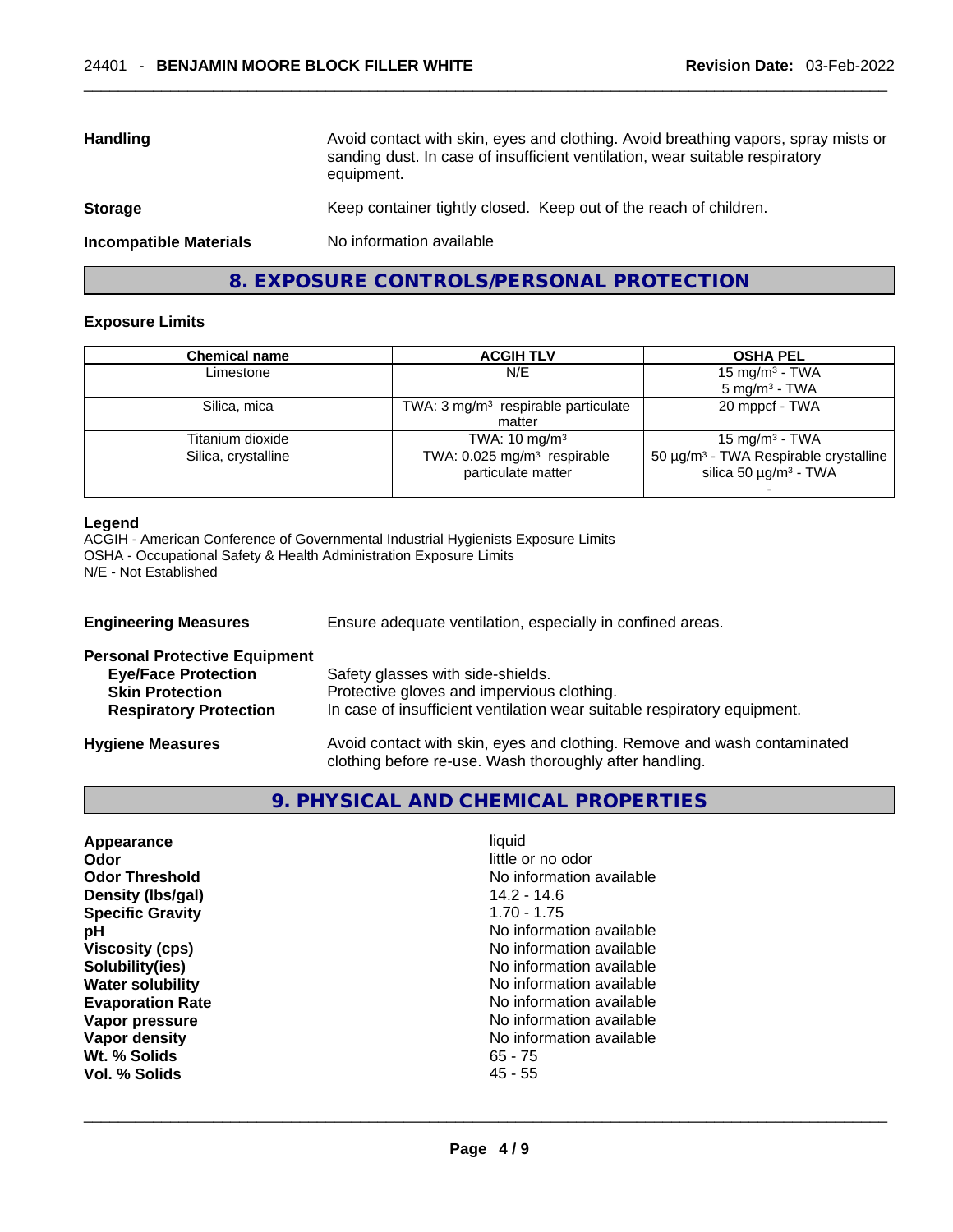| | |
|---|---|
| **Handling** | Avoid contact with skin, eyes and clothing. Avoid breathing vapors, spray mists or sanding dust. In case of insufficient ventilation, wear suitable respiratory equipment. |
| **Storage** | Keep container tightly closed. Keep out of the reach of children. |
| **Incompatible Materials** | No information available |

## 8. EXPOSURE CONTROLS/PERSONAL PROTECTION

### Exposure Limits

| Chemical name | ACGIH TLV | OSHA PEL |
|---|---|---|
| Limestone | N/E | 15 mg/m³ - TWA<br>5 mg/m³ - TWA |
| Silica, mica | TWA: 3 mg/m³ respirable particulate matter | 20 mppcf - TWA |
| Titanium dioxide | TWA: 10 mg/m³ | 15 mg/m³ - TWA |
| Silica, crystalline | TWA: 0.025 mg/m³ respirable particulate matter | 50 µg/m³ - TWA Respirable crystalline silica 50 µg/m³ - TWA<br>- |

**Legend**
ACGIH - American Conference of Governmental Industrial Hygienists Exposure Limits
OSHA - Occupational Safety & Health Administration Exposure Limits
N/E - Not Established

**Engineering Measures** Ensure adequate ventilation, especially in confined areas.

**Personal Protective Equipment**

| | |
|---|---|
| **Eye/Face Protection** | Safety glasses with side-shields. |
| **Skin Protection** | Protective gloves and impervious clothing. |
| **Respiratory Protection** | In case of insufficient ventilation wear suitable respiratory equipment. |

**Hygiene Measures** Avoid contact with skin, eyes and clothing. Remove and wash contaminated clothing before re-use. Wash thoroughly after handling.

## 9. PHYSICAL AND CHEMICAL PROPERTIES

| | |
|---|---|
| **Appearance** | liquid |
| **Odor** | little or no odor |
| **Odor Threshold** | No information available |
| **Density (lbs/gal)** | 14.2 - 14.6 |
| **Specific Gravity** | 1.70 - 1.75 |
| **pH** | No information available |
| **Viscosity (cps)** | No information available |
| **Solubility(ies)** | No information available |
| **Water solubility** | No information available |
| **Evaporation Rate** | No information available |
| **Vapor pressure** | No information available |
| **Vapor density** | No information available |
| **Wt. % Solids** | 65 - 75 |
| **Vol. % Solids** | 45 - 55 |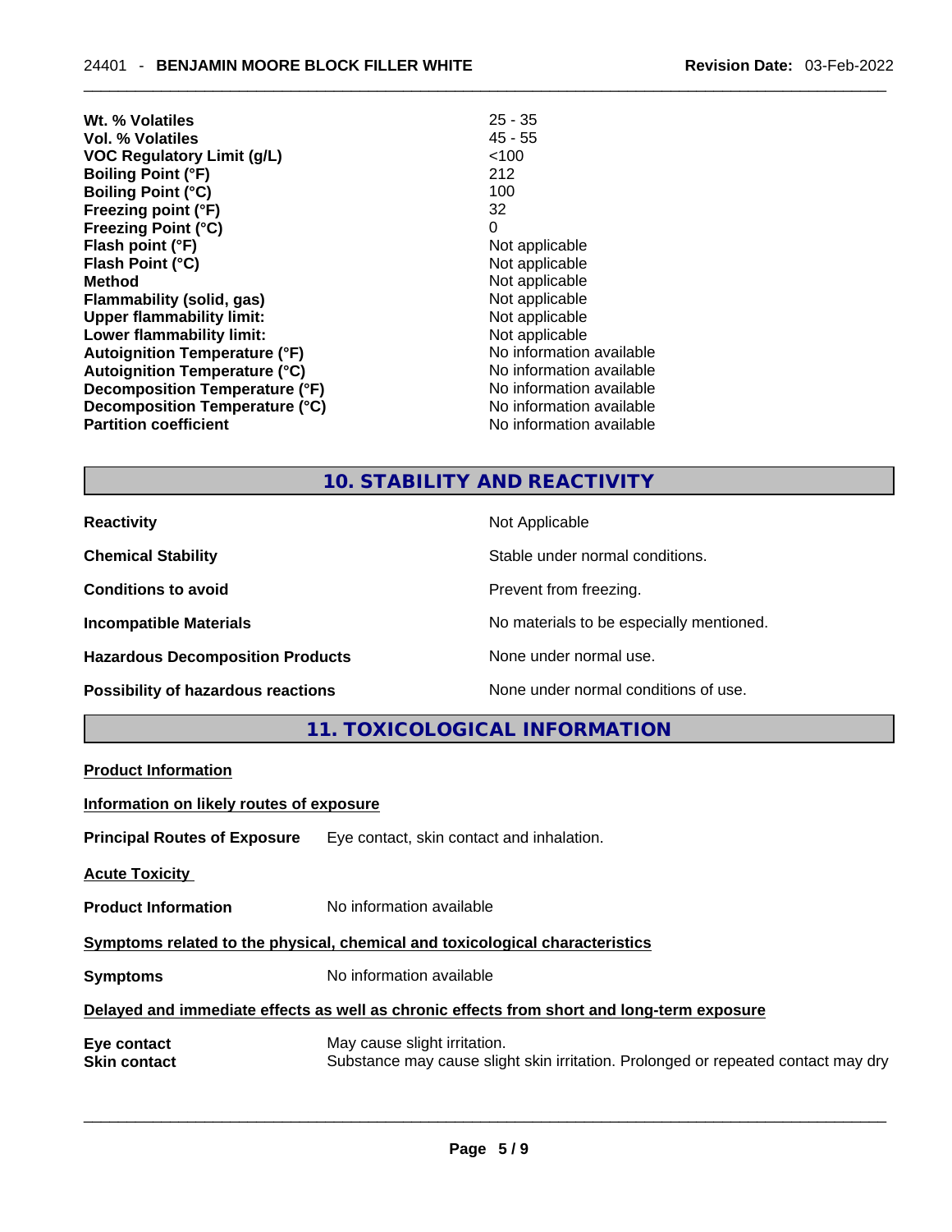| | |
|---|---|
| **Wt. % Volatiles** | 25 - 35 |
| **Vol. % Volatiles** | 45 - 55 |
| **VOC Regulatory Limit (g/L)** | <100 |
| **Boiling Point (°F)** | 212 |
| **Boiling Point (°C)** | 100 |
| **Freezing point (°F)** | 32 |
| **Freezing Point (°C)** | 0 |
| **Flash point (°F)** | Not applicable |
| **Flash Point (°C)** | Not applicable |
| **Method** | Not applicable |
| **Flammability (solid, gas)** | Not applicable |
| **Upper flammability limit:** | Not applicable |
| **Lower flammability limit:** | Not applicable |
| **Autoignition Temperature (°F)** | No information available |
| **Autoignition Temperature (°C)** | No information available |
| **Decomposition Temperature (°F)** | No information available |
| **Decomposition Temperature (°C)** | No information available |
| **Partition coefficient** | No information available |

## 10. STABILITY AND REACTIVITY

| | |
|---|---|
| **Reactivity** | Not Applicable |
| **Chemical Stability** | Stable under normal conditions. |
| **Conditions to avoid** | Prevent from freezing. |
| **Incompatible Materials** | No materials to be especially mentioned. |
| **Hazardous Decomposition Products** | None under normal use. |
| **Possibility of hazardous reactions** | None under normal conditions of use. |

## 11. TOXICOLOGICAL INFORMATION

**Product Information**

**Information on likely routes of exposure**

**Principal Routes of Exposure** Eye contact, skin contact and inhalation.

**Acute Toxicity**

**Product Information** No information available

**Symptoms related to the physical, chemical and toxicological characteristics**

**Symptoms** No information available

**Delayed and immediate effects as well as chronic effects from short and long-term exposure**

**Eye contact** May cause slight irritation.

**Skin contact** Substance may cause slight skin irritation. Prolonged or repeated contact may dry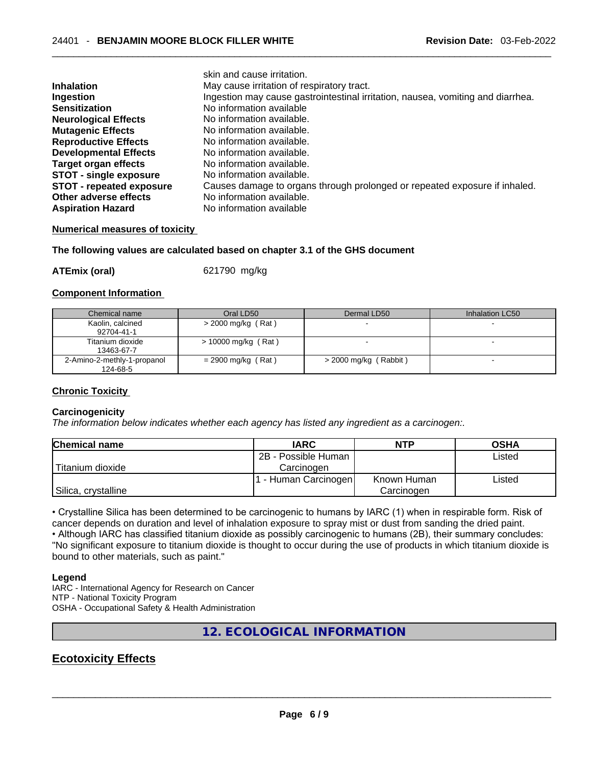skin and cause irritation.

| | |
|---|---|
| **Inhalation** | May cause irritation of respiratory tract. |
| **Ingestion** | Ingestion may cause gastrointestinal irritation, nausea, vomiting and diarrhea. |
| **Sensitization** | No information available |
| **Neurological Effects** | No information available. |
| **Mutagenic Effects** | No information available. |
| **Reproductive Effects** | No information available. |
| **Developmental Effects** | No information available. |
| **Target organ effects** | No information available. |
| **STOT - single exposure** | No information available. |
| **STOT - repeated exposure** | Causes damage to organs through prolonged or repeated exposure if inhaled. |
| **Other adverse effects** | No information available. |
| **Aspiration Hazard** | No information available |

**Numerical measures of toxicity**

**The following values are calculated based on chapter 3.1 of the GHS document**

**ATEmix (oral)** 621790 mg/kg

**Component Information**

| Chemical name | Oral LD50 | Dermal LD50 | Inhalation LC50 |
|---|---|---|---|
| Kaolin, calcined 92704-41-1 | > 2000 mg/kg ( Rat ) | - | - |
| Titanium dioxide 13463-67-7 | > 10000 mg/kg ( Rat ) | - | - |
| 2-Amino-2-methly-1-propanol 124-68-5 | = 2900 mg/kg ( Rat ) | > 2000 mg/kg ( Rabbit ) | - |

**Chronic Toxicity**

**Carcinogenicity**

*The information below indicates whether each agency has listed any ingredient as a carcinogen:.*

| Chemical name | IARC | NTP | OSHA |
|---|---|---|---|
| Titanium dioxide | 2B - Possible Human Carcinogen | | Listed |
| Silica, crystalline | 1 - Human Carcinogen | Known Human Carcinogen | Listed |

• Crystalline Silica has been determined to be carcinogenic to humans by IARC (1) when in respirable form. Risk of cancer depends on duration and level of inhalation exposure to spray mist or dust from sanding the dried paint.
• Although IARC has classified titanium dioxide as possibly carcinogenic to humans (2B), their summary concludes: "No significant exposure to titanium dioxide is thought to occur during the use of products in which titanium dioxide is bound to other materials, such as paint."

**Legend**

IARC - International Agency for Research on Cancer
NTP - National Toxicity Program
OSHA - Occupational Safety & Health Administration

## 12. ECOLOGICAL INFORMATION

## Ecotoxicity Effects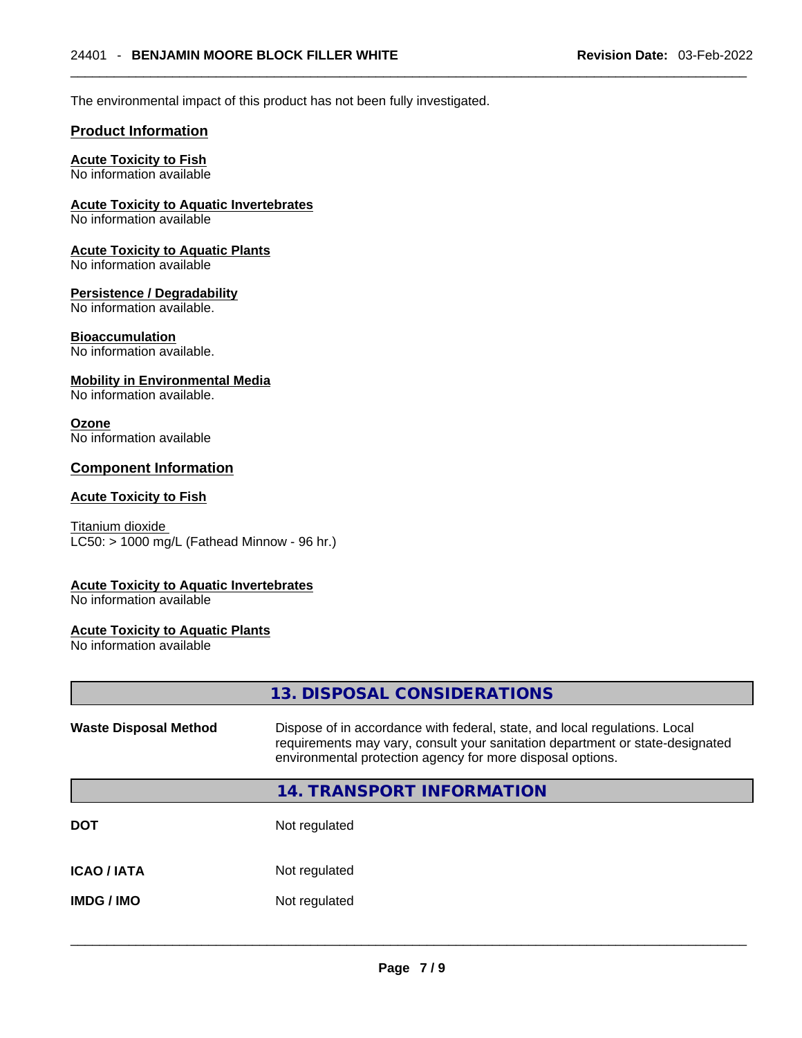The environmental impact of this product has not been fully investigated.

## Product Information

**Acute Toxicity to Fish**
No information available

**Acute Toxicity to Aquatic Invertebrates**
No information available

**Acute Toxicity to Aquatic Plants**
No information available

**Persistence / Degradability**
No information available.

**Bioaccumulation**
No information available.

**Mobility in Environmental Media**
No information available.

**Ozone**
No information available

## Component Information

**Acute Toxicity to Fish**

Titanium dioxide
LC50: > 1000 mg/L (Fathead Minnow - 96 hr.)

**Acute Toxicity to Aquatic Invertebrates**
No information available

**Acute Toxicity to Aquatic Plants**
No information available

## 13. DISPOSAL CONSIDERATIONS

| | |
|---|---|
| **Waste Disposal Method** | Dispose of in accordance with federal, state, and local regulations. Local requirements may vary, consult your sanitation department or state-designated environmental protection agency for more disposal options. |

## 14. TRANSPORT INFORMATION

| | |
|---|---|
| **DOT** | Not regulated |
| **ICAO / IATA** | Not regulated |
| **IMDG / IMO** | Not regulated |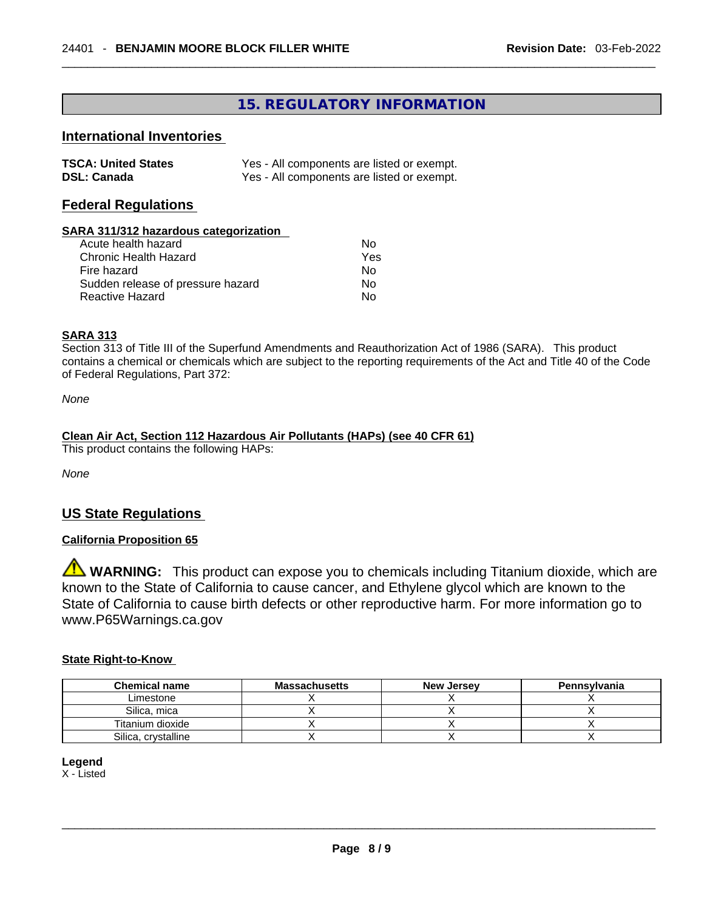## 15. REGULATORY INFORMATION

### International Inventories

**TSCA: United States** Yes - All components are listed or exempt.
**DSL: Canada** Yes - All components are listed or exempt.

### Federal Regulations

**SARA 311/312 hazardous categorization**

| | |
|---|---|
| Acute health hazard | No |
| Chronic Health Hazard | Yes |
| Fire hazard | No |
| Sudden release of pressure hazard | No |
| Reactive Hazard | No |

**SARA 313**

Section 313 of Title III of the Superfund Amendments and Reauthorization Act of 1986 (SARA). This product contains a chemical or chemicals which are subject to the reporting requirements of the Act and Title 40 of the Code of Federal Regulations, Part 372:

*None*

**Clean Air Act, Section 112 Hazardous Air Pollutants (HAPs) (see 40 CFR 61)**

This product contains the following HAPs:

*None*

### US State Regulations

**California Proposition 65**

⚠ **WARNING:** This product can expose you to chemicals including Titanium dioxide, which are known to the State of California to cause cancer, and Ethylene glycol which are known to the State of California to cause birth defects or other reproductive harm. For more information go to www.P65Warnings.ca.gov

**State Right-to-Know**

| Chemical name | Massachusetts | New Jersey | Pennsylvania |
|---|---|---|---|
| Limestone | X | X | X |
| Silica, mica | X | X | X |
| Titanium dioxide | X | X | X |
| Silica, crystalline | X | X | X |

**Legend**
X - Listed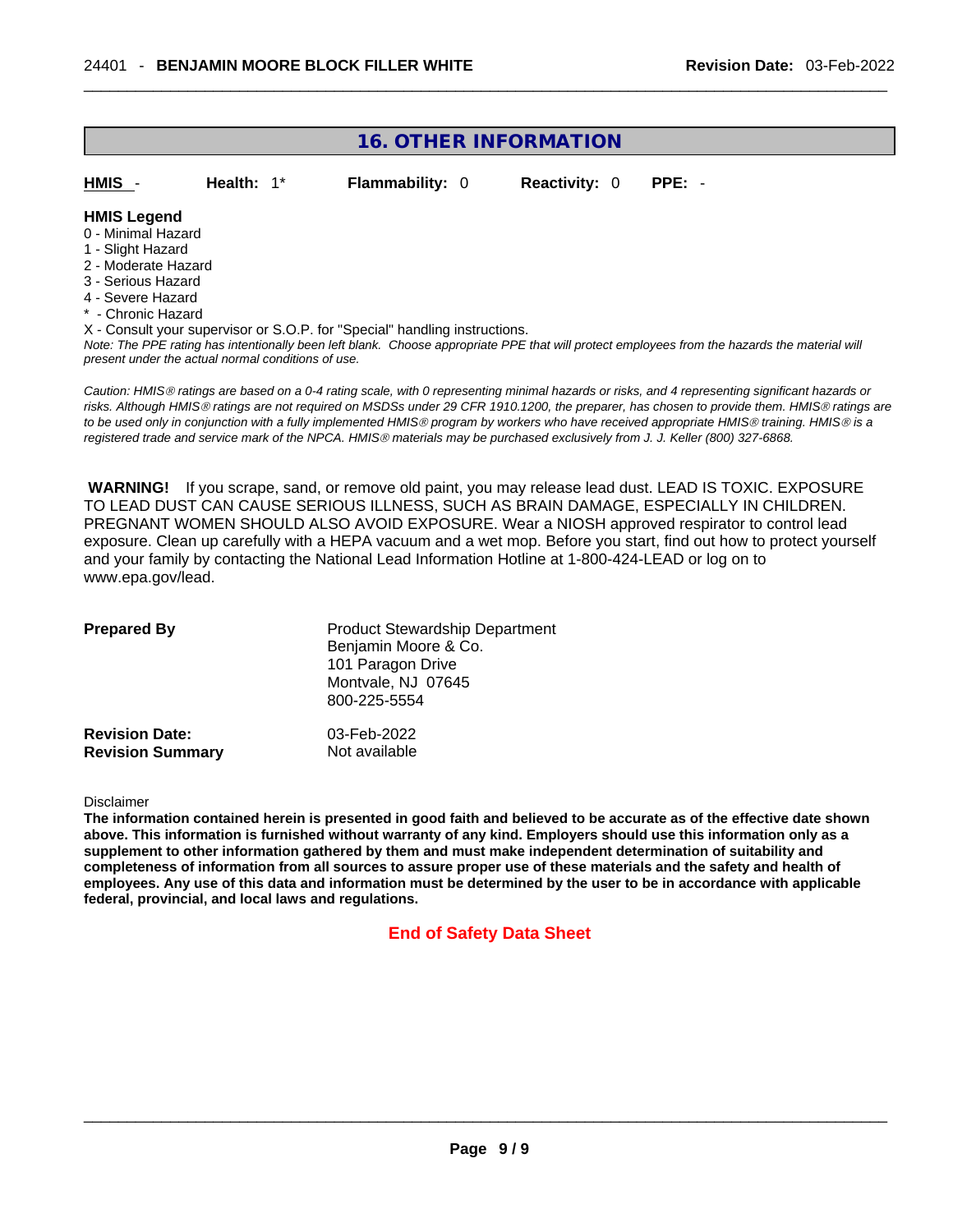## 16. OTHER INFORMATION

| HMIS - | Health: 1* | Flammability: 0 | Reactivity: 0 | PPE: - |
|---|---|---|---|---|

**HMIS Legend**

0 - Minimal Hazard
1 - Slight Hazard
2 - Moderate Hazard
3 - Serious Hazard
4 - Severe Hazard
* - Chronic Hazard
X - Consult your supervisor or S.O.P. for "Special" handling instructions.

*Note: The PPE rating has intentionally been left blank. Choose appropriate PPE that will protect employees from the hazards the material will present under the actual normal conditions of use.*

*Caution: HMIS® ratings are based on a 0-4 rating scale, with 0 representing minimal hazards or risks, and 4 representing significant hazards or risks. Although HMIS® ratings are not required on MSDSs under 29 CFR 1910.1200, the preparer, has chosen to provide them. HMIS® ratings are to be used only in conjunction with a fully implemented HMIS® program by workers who have received appropriate HMIS® training. HMIS® is a registered trade and service mark of the NPCA. HMIS® materials may be purchased exclusively from J. J. Keller (800) 327-6868.*

**WARNING!** If you scrape, sand, or remove old paint, you may release lead dust. LEAD IS TOXIC. EXPOSURE TO LEAD DUST CAN CAUSE SERIOUS ILLNESS, SUCH AS BRAIN DAMAGE, ESPECIALLY IN CHILDREN. PREGNANT WOMEN SHOULD ALSO AVOID EXPOSURE. Wear a NIOSH approved respirator to control lead exposure. Clean up carefully with a HEPA vacuum and a wet mop. Before you start, find out how to protect yourself and your family by contacting the National Lead Information Hotline at 1-800-424-LEAD or log on to www.epa.gov/lead.

**Prepared By**

Product Stewardship Department
Benjamin Moore & Co.
101 Paragon Drive
Montvale, NJ 07645
800-225-5554

**Revision Date:** 03-Feb-2022
**Revision Summary** Not available

Disclaimer

**The information contained herein is presented in good faith and believed to be accurate as of the effective date shown above. This information is furnished without warranty of any kind. Employers should use this information only as a supplement to other information gathered by them and must make independent determination of suitability and completeness of information from all sources to assure proper use of these materials and the safety and health of employees. Any use of this data and information must be determined by the user to be in accordance with applicable federal, provincial, and local laws and regulations.**

**End of Safety Data Sheet**